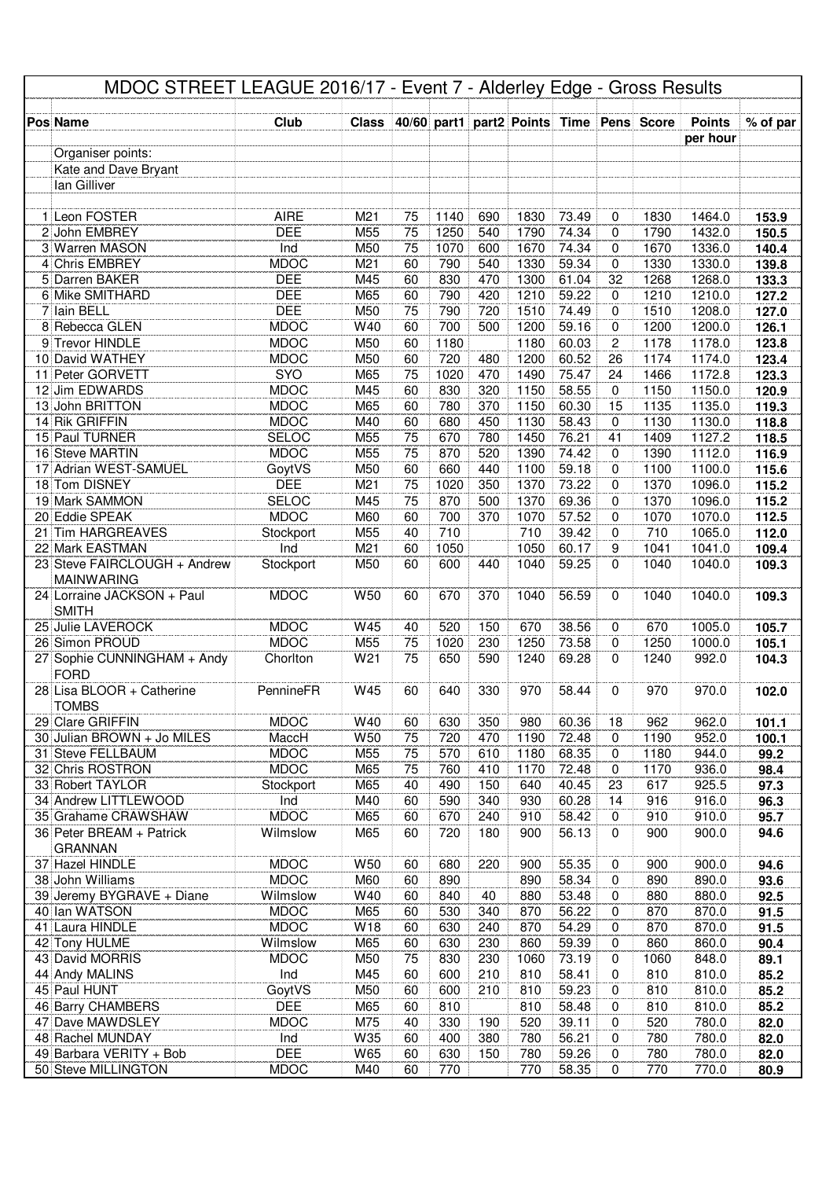# MDOC STREET LEAGUE 2016/17 - Event 7 - Alderley Edge - Gross Results

| Pos | Name | Club | Class | 40/60 | part1 | part2 | Points | Time | Pens | Score | Points per hour | % of par |
|---|---|---|---|---|---|---|---|---|---|---|---|---|
| | Organiser points: | | | | | | | | | | | |
| | Kate and Dave Bryant | | | | | | | | | | | |
| | Ian Gilliver | | | | | | | | | | | |
| 1 | Leon FOSTER | AIRE | M21 | 75 | 1140 | 690 | 1830 | 73.49 | 0 | 1830 | 1464.0 | **153.9** |
| 2 | John EMBREY | DEE | M55 | 75 | 1250 | 540 | 1790 | 74.34 | 0 | 1790 | 1432.0 | **150.5** |
| 3 | Warren MASON | Ind | M50 | 75 | 1070 | 600 | 1670 | 74.34 | 0 | 1670 | 1336.0 | **140.4** |
| 4 | Chris EMBREY | MDOC | M21 | 60 | 790 | 540 | 1330 | 59.34 | 0 | 1330 | 1330.0 | **139.8** |
| 5 | Darren BAKER | DEE | M45 | 60 | 830 | 470 | 1300 | 61.04 | 32 | 1268 | 1268.0 | **133.3** |
| 6 | Mike SMITHARD | DEE | M65 | 60 | 790 | 420 | 1210 | 59.22 | 0 | 1210 | 1210.0 | **127.2** |
| 7 | Iain BELL | DEE | M50 | 75 | 790 | 720 | 1510 | 74.49 | 0 | 1510 | 1208.0 | **127.0** |
| 8 | Rebecca GLEN | MDOC | W40 | 60 | 700 | 500 | 1200 | 59.16 | 0 | 1200 | 1200.0 | **126.1** |
| 9 | Trevor HINDLE | MDOC | M50 | 60 | 1180 | | 1180 | 60.03 | 2 | 1178 | 1178.0 | **123.8** |
| 10 | David WATHEY | MDOC | M50 | 60 | 720 | 480 | 1200 | 60.52 | 26 | 1174 | 1174.0 | **123.4** |
| 11 | Peter GORVETT | SYO | M65 | 75 | 1020 | 470 | 1490 | 75.47 | 24 | 1466 | 1172.8 | **123.3** |
| 12 | Jim EDWARDS | MDOC | M45 | 60 | 830 | 320 | 1150 | 58.55 | 0 | 1150 | 1150.0 | **120.9** |
| 13 | John BRITTON | MDOC | M65 | 60 | 780 | 370 | 1150 | 60.30 | 15 | 1135 | 1135.0 | **119.3** |
| 14 | Rik GRIFFIN | MDOC | M40 | 60 | 680 | 450 | 1130 | 58.43 | 0 | 1130 | 1130.0 | **118.8** |
| 15 | Paul TURNER | SELOC | M55 | 75 | 670 | 780 | 1450 | 76.21 | 41 | 1409 | 1127.2 | **118.5** |
| 16 | Steve MARTIN | MDOC | M55 | 75 | 870 | 520 | 1390 | 74.42 | 0 | 1390 | 1112.0 | **116.9** |
| 17 | Adrian WEST-SAMUEL | GoytVS | M50 | 60 | 660 | 440 | 1100 | 59.18 | 0 | 1100 | 1100.0 | **115.6** |
| 18 | Tom DISNEY | DEE | M21 | 75 | 1020 | 350 | 1370 | 73.22 | 0 | 1370 | 1096.0 | **115.2** |
| 19 | Mark SAMMON | SELOC | M45 | 75 | 870 | 500 | 1370 | 69.36 | 0 | 1370 | 1096.0 | **115.2** |
| 20 | Eddie SPEAK | MDOC | M60 | 60 | 700 | 370 | 1070 | 57.52 | 0 | 1070 | 1070.0 | **112.5** |
| 21 | Tim HARGREAVES | Stockport | M55 | 40 | 710 | | 710 | 39.42 | 0 | 710 | 1065.0 | **112.0** |
| 22 | Mark EASTMAN | Ind | M21 | 60 | 1050 | | 1050 | 60.17 | 9 | 1041 | 1041.0 | **109.4** |
| 23 | Steve FAIRCLOUGH + Andrew MAINWARING | Stockport | M50 | 60 | 600 | 440 | 1040 | 59.25 | 0 | 1040 | 1040.0 | **109.3** |
| 24 | Lorraine JACKSON + Paul SMITH | MDOC | W50 | 60 | 670 | 370 | 1040 | 56.59 | 0 | 1040 | 1040.0 | **109.3** |
| 25 | Julie LAVEROCK | MDOC | W45 | 40 | 520 | 150 | 670 | 38.56 | 0 | 670 | 1005.0 | **105.7** |
| 26 | Simon PROUD | MDOC | M55 | 75 | 1020 | 230 | 1250 | 73.58 | 0 | 1250 | 1000.0 | **105.1** |
| 27 | Sophie CUNNINGHAM + Andy FORD | Chorlton | W21 | 75 | 650 | 590 | 1240 | 69.28 | 0 | 1240 | 992.0 | **104.3** |
| 28 | Lisa BLOOR + Catherine TOMBS | PennineFR | W45 | 60 | 640 | 330 | 970 | 58.44 | 0 | 970 | 970.0 | **102.0** |
| 29 | Clare GRIFFIN | MDOC | W40 | 60 | 630 | 350 | 980 | 60.36 | 18 | 962 | 962.0 | **101.1** |
| 30 | Julian BROWN + Jo MILES | MaccH | W50 | 75 | 720 | 470 | 1190 | 72.48 | 0 | 1190 | 952.0 | **100.1** |
| 31 | Steve FELLBAUM | MDOC | M55 | 75 | 570 | 610 | 1180 | 68.35 | 0 | 1180 | 944.0 | **99.2** |
| 32 | Chris ROSTRON | MDOC | M65 | 75 | 760 | 410 | 1170 | 72.48 | 0 | 1170 | 936.0 | **98.4** |
| 33 | Robert TAYLOR | Stockport | M65 | 40 | 490 | 150 | 640 | 40.45 | 23 | 617 | 925.5 | **97.3** |
| 34 | Andrew LITTLEWOOD | Ind | M40 | 60 | 590 | 340 | 930 | 60.28 | 14 | 916 | 916.0 | **96.3** |
| 35 | Grahame CRAWSHAW | MDOC | M65 | 60 | 670 | 240 | 910 | 58.42 | 0 | 910 | 910.0 | **95.7** |
| 36 | Peter BREAM + Patrick GRANNAN | Wilmslow | M65 | 60 | 720 | 180 | 900 | 56.13 | 0 | 900 | 900.0 | **94.6** |
| 37 | Hazel HINDLE | MDOC | W50 | 60 | 680 | 220 | 900 | 55.35 | 0 | 900 | 900.0 | **94.6** |
| 38 | John Williams | MDOC | M60 | 60 | 890 | | 890 | 58.34 | 0 | 890 | 890.0 | **93.6** |
| 39 | Jeremy BYGRAVE + Diane | Wilmslow | W40 | 60 | 840 | 40 | 880 | 53.48 | 0 | 880 | 880.0 | **92.5** |
| 40 | Ian WATSON | MDOC | M65 | 60 | 530 | 340 | 870 | 56.22 | 0 | 870 | 870.0 | **91.5** |
| 41 | Laura HINDLE | MDOC | W18 | 60 | 630 | 240 | 870 | 54.29 | 0 | 870 | 870.0 | **91.5** |
| 42 | Tony HULME | Wilmslow | M65 | 60 | 630 | 230 | 860 | 59.39 | 0 | 860 | 860.0 | **90.4** |
| 43 | David MORRIS | MDOC | M50 | 75 | 830 | 230 | 1060 | 73.19 | 0 | 1060 | 848.0 | **89.1** |
| 44 | Andy MALINS | Ind | M45 | 60 | 600 | 210 | 810 | 58.41 | 0 | 810 | 810.0 | **85.2** |
| 45 | Paul HUNT | GoytVS | M50 | 60 | 600 | 210 | 810 | 59.23 | 0 | 810 | 810.0 | **85.2** |
| 46 | Barry CHAMBERS | DEE | M65 | 60 | 810 | | 810 | 58.48 | 0 | 810 | 810.0 | **85.2** |
| 47 | Dave MAWDSLEY | MDOC | M75 | 40 | 330 | 190 | 520 | 39.11 | 0 | 520 | 780.0 | **82.0** |
| 48 | Rachel MUNDAY | Ind | W35 | 60 | 400 | 380 | 780 | 56.21 | 0 | 780 | 780.0 | **82.0** |
| 49 | Barbara VERITY + Bob | DEE | W65 | 60 | 630 | 150 | 780 | 59.26 | 0 | 780 | 780.0 | **82.0** |
| 50 | Steve MILLINGTON | MDOC | M40 | 60 | 770 | | 770 | 58.35 | 0 | 770 | 770.0 | **80.9** |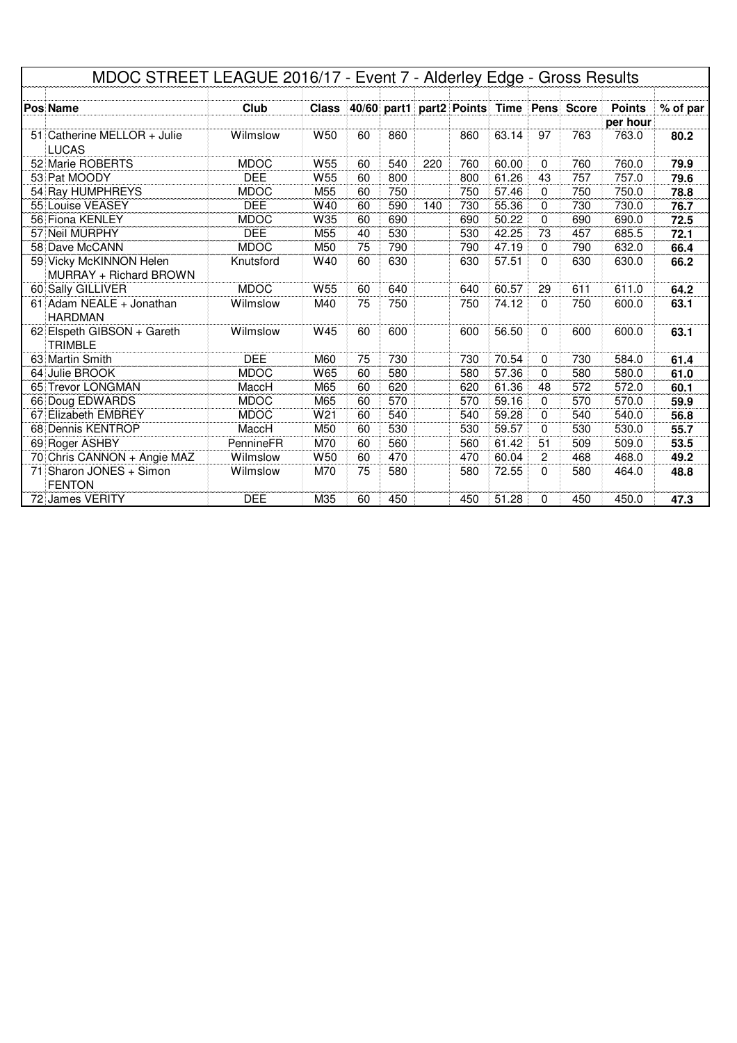# MDOC STREET LEAGUE 2016/17 - Event 7 - Alderley Edge - Gross Results

| Pos | Name | Club | Class | 40/60 | part1 | part2 | Points | Time | Pens | Score | Points per hour | % of par |
|---|---|---|---|---|---|---|---|---|---|---|---|---|
| 51 | Catherine MELLOR + Julie LUCAS | Wilmslow | W50 | 60 | 860 | | 860 | 63.14 | 97 | 763 | 763.0 | **80.2** |
| 52 | Marie ROBERTS | MDOC | W55 | 60 | 540 | 220 | 760 | 60.00 | 0 | 760 | 760.0 | **79.9** |
| 53 | Pat MOODY | DEE | W55 | 60 | 800 | | 800 | 61.26 | 43 | 757 | 757.0 | **79.6** |
| 54 | Ray HUMPHREYS | MDOC | M55 | 60 | 750 | | 750 | 57.46 | 0 | 750 | 750.0 | **78.8** |
| 55 | Louise VEASEY | DEE | W40 | 60 | 590 | 140 | 730 | 55.36 | 0 | 730 | 730.0 | **76.7** |
| 56 | Fiona KENLEY | MDOC | W35 | 60 | 690 | | 690 | 50.22 | 0 | 690 | 690.0 | **72.5** |
| 57 | Neil MURPHY | DEE | M55 | 40 | 530 | | 530 | 42.25 | 73 | 457 | 685.5 | **72.1** |
| 58 | Dave McCANN | MDOC | M50 | 75 | 790 | | 790 | 47.19 | 0 | 790 | 632.0 | **66.4** |
| 59 | Vicky McKINNON Helen MURRAY + Richard BROWN | Knutsford | W40 | 60 | 630 | | 630 | 57.51 | 0 | 630 | 630.0 | **66.2** |
| 60 | Sally GILLIVER | MDOC | W55 | 60 | 640 | | 640 | 60.57 | 29 | 611 | 611.0 | **64.2** |
| 61 | Adam NEALE + Jonathan HARDMAN | Wilmslow | M40 | 75 | 750 | | 750 | 74.12 | 0 | 750 | 600.0 | **63.1** |
| 62 | Elspeth GIBSON + Gareth TRIMBLE | Wilmslow | W45 | 60 | 600 | | 600 | 56.50 | 0 | 600 | 600.0 | **63.1** |
| 63 | Martin Smith | DEE | M60 | 75 | 730 | | 730 | 70.54 | 0 | 730 | 584.0 | **61.4** |
| 64 | Julie BROOK | MDOC | W65 | 60 | 580 | | 580 | 57.36 | 0 | 580 | 580.0 | **61.0** |
| 65 | Trevor LONGMAN | MaccH | M65 | 60 | 620 | | 620 | 61.36 | 48 | 572 | 572.0 | **60.1** |
| 66 | Doug EDWARDS | MDOC | M65 | 60 | 570 | | 570 | 59.16 | 0 | 570 | 570.0 | **59.9** |
| 67 | Elizabeth EMBREY | MDOC | W21 | 60 | 540 | | 540 | 59.28 | 0 | 540 | 540.0 | **56.8** |
| 68 | Dennis KENTROP | MaccH | M50 | 60 | 530 | | 530 | 59.57 | 0 | 530 | 530.0 | **55.7** |
| 69 | Roger ASHBY | PennineFR | M70 | 60 | 560 | | 560 | 61.42 | 51 | 509 | 509.0 | **53.5** |
| 70 | Chris CANNON + Angie MAZ | Wilmslow | W50 | 60 | 470 | | 470 | 60.04 | 2 | 468 | 468.0 | **49.2** |
| 71 | Sharon JONES + Simon FENTON | Wilmslow | M70 | 75 | 580 | | 580 | 72.55 | 0 | 580 | 464.0 | **48.8** |
| 72 | James VERITY | DEE | M35 | 60 | 450 | | 450 | 51.28 | 0 | 450 | 450.0 | **47.3** |